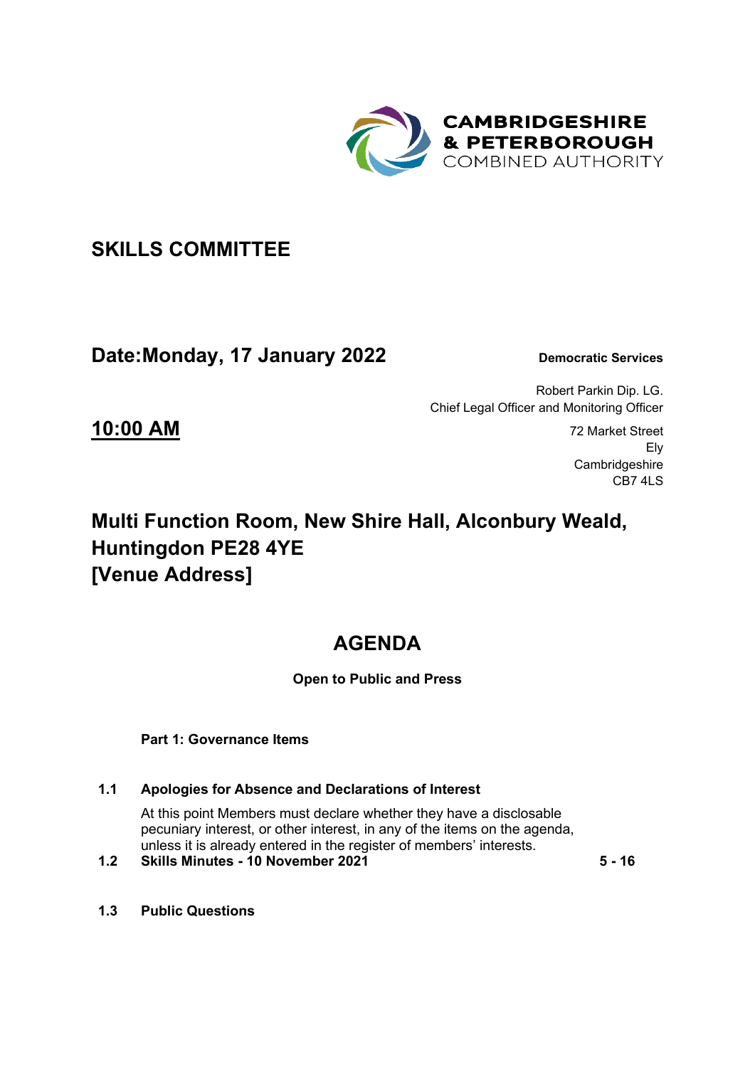CAMBRIDGESHIRE & PETERBOROUGH COMBINED AUTHORITY

# SKILLS COMMITTEE

## Date:Monday, 17 January 2022

**Democratic Services**

Robert Parkin Dip. LG.
Chief Legal Officer and Monitoring Officer

**10:00 AM**

72 Market Street
Ely
Cambridgeshire
CB7 4LS

## Multi Function Room, New Shire Hall, Alconbury Weald, Huntingdon PE28 4YE [Venue Address]

# AGENDA

**Open to Public and Press**

**Part 1: Governance Items**

**1.1 Apologies for Absence and Declarations of Interest**

At this point Members must declare whether they have a disclosable pecuniary interest, or other interest, in any of the items on the agenda, unless it is already entered in the register of members' interests.

**1.2 Skills Minutes - 10 November 2021** — **5 - 16**

**1.3 Public Questions**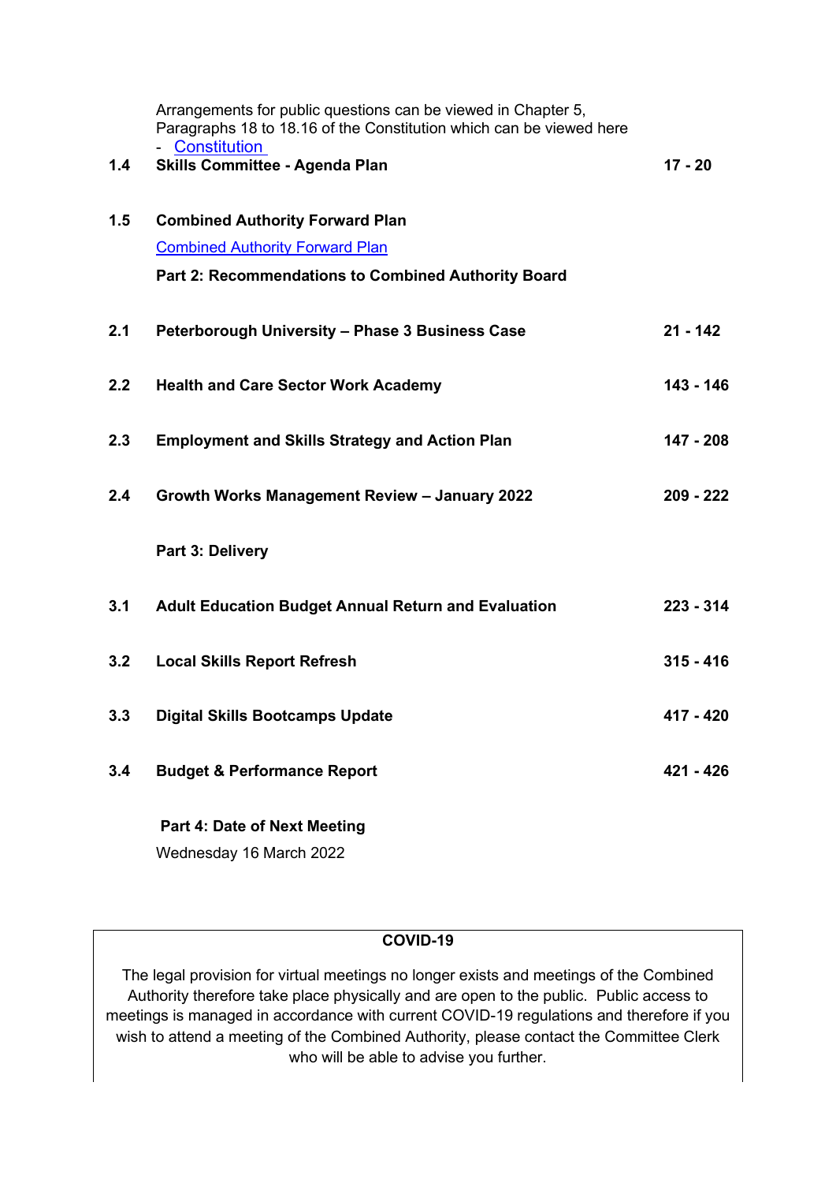Arrangements for public questions can be viewed in Chapter 5, Paragraphs 18 to 18.16 of the Constitution which can be viewed here - Constitution

| | | |
|---|---|---|
| 1.4 | **Skills Committee - Agenda Plan** | 17 - 20 |
| 1.5 | **Combined Authority Forward Plan** | |
| | Combined Authority Forward Plan | |
| | **Part 2: Recommendations to Combined Authority Board** | |
| 2.1 | **Peterborough University – Phase 3 Business Case** | 21 - 142 |
| 2.2 | **Health and Care Sector Work Academy** | 143 - 146 |
| 2.3 | **Employment and Skills Strategy and Action Plan** | 147 - 208 |
| 2.4 | **Growth Works Management Review – January 2022** | 209 - 222 |
| | **Part 3: Delivery** | |
| 3.1 | **Adult Education Budget Annual Return and Evaluation** | 223 - 314 |
| 3.2 | **Local Skills Report Refresh** | 315 - 416 |
| 3.3 | **Digital Skills Bootcamps Update** | 417 - 420 |
| 3.4 | **Budget & Performance Report** | 421 - 426 |
| | **Part 4: Date of Next Meeting** | |
| | Wednesday 16 March 2022 | |

**COVID-19**

The legal provision for virtual meetings no longer exists and meetings of the Combined Authority therefore take place physically and are open to the public. Public access to meetings is managed in accordance with current COVID-19 regulations and therefore if you wish to attend a meeting of the Combined Authority, please contact the Committee Clerk who will be able to advise you further.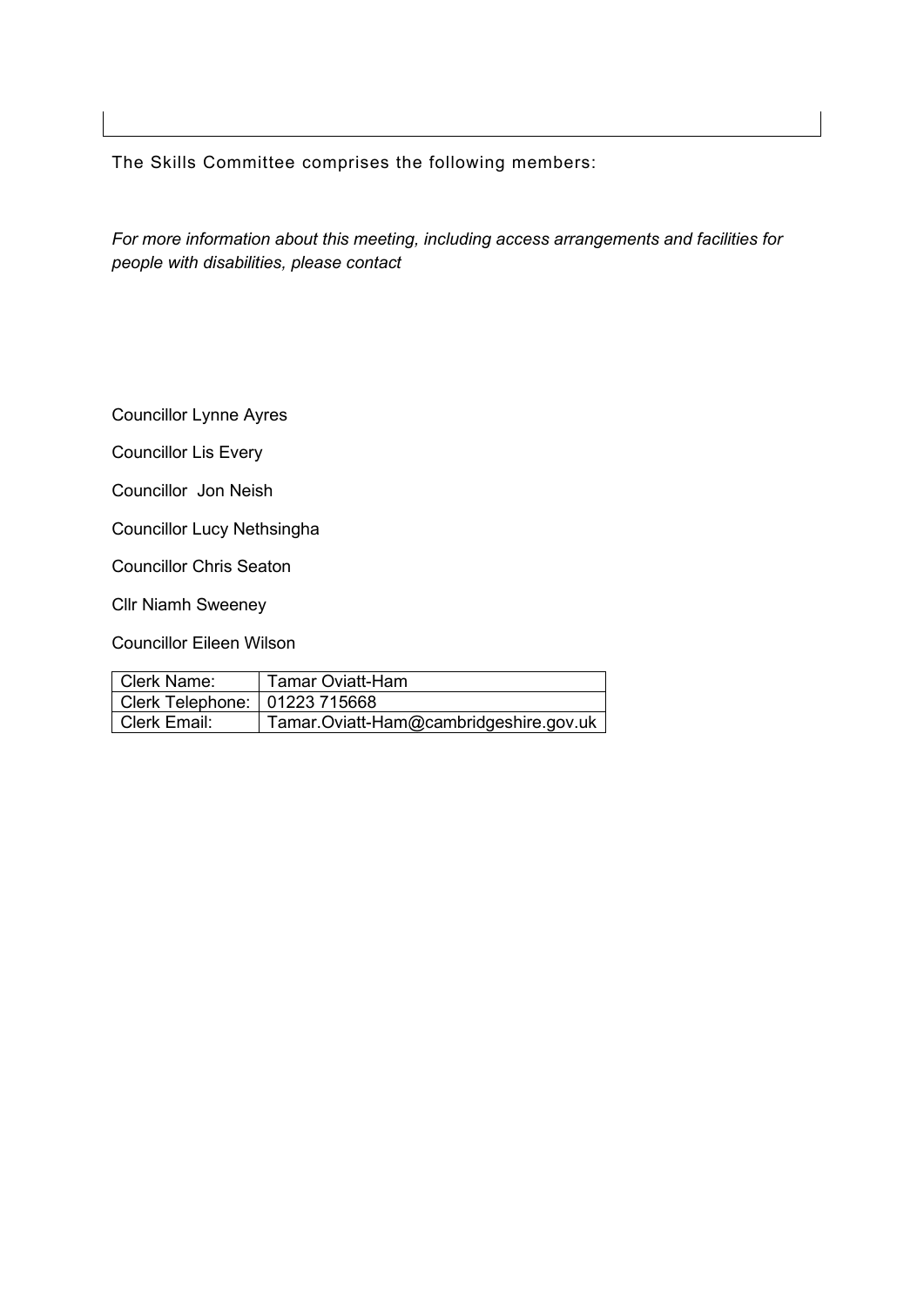The Skills Committee comprises the following members:

*For more information about this meeting, including access arrangements and facilities for people with disabilities, please contact*

Councillor Lynne Ayres

Councillor Lis Every

Councillor Jon Neish

Councillor Lucy Nethsingha

Councillor Chris Seaton

Cllr Niamh Sweeney

Councillor Eileen Wilson

| | |
|---|---|
| Clerk Name: | Tamar Oviatt-Ham |
| Clerk Telephone: | 01223 715668 |
| Clerk Email: | Tamar.Oviatt-Ham@cambridgeshire.gov.uk |